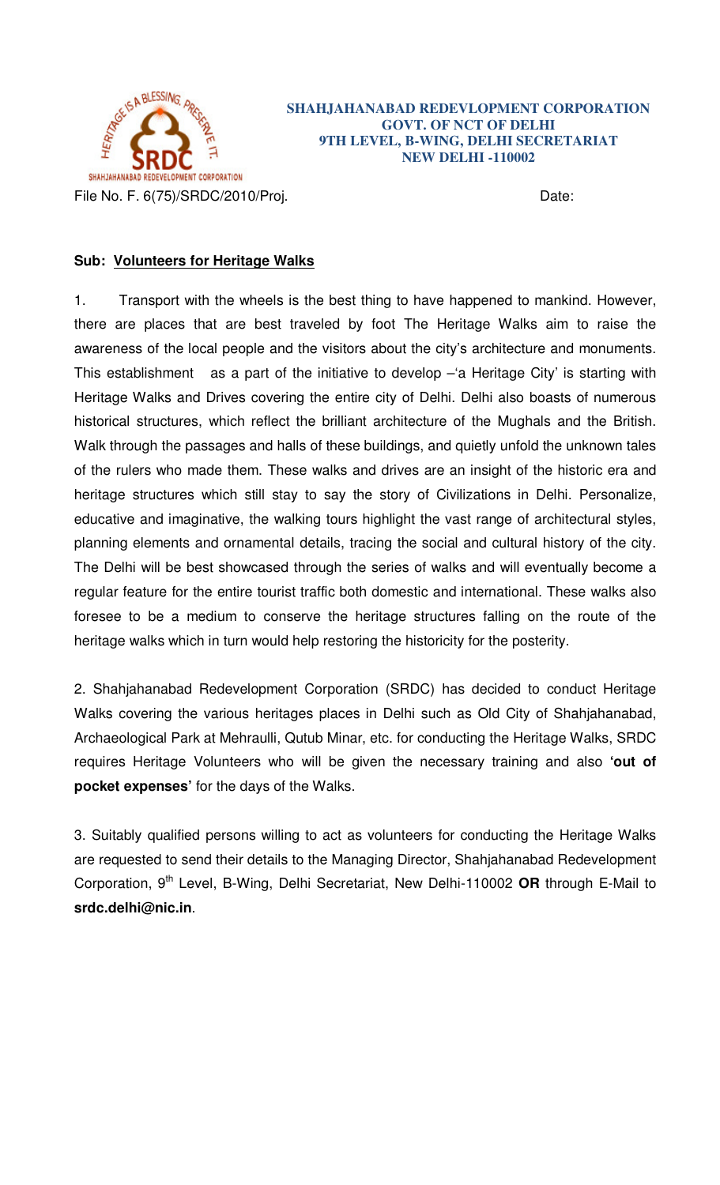SHAHJAHANABAD REDEVLOPMENT CORPORATION
GOVT. OF NCT OF DELHI
9TH LEVEL, B-WING, DELHI SECRETARIAT
NEW DELHI -110002

File No. F. 6(75)/SRDC/2010/Proj. Date:

**Sub: Volunteers for Heritage Walks**

1. Transport with the wheels is the best thing to have happened to mankind. However, there are places that are best traveled by foot The Heritage Walks aim to raise the awareness of the local people and the visitors about the city's architecture and monuments. This establishment as a part of the initiative to develop –'a Heritage City' is starting with Heritage Walks and Drives covering the entire city of Delhi. Delhi also boasts of numerous historical structures, which reflect the brilliant architecture of the Mughals and the British. Walk through the passages and halls of these buildings, and quietly unfold the unknown tales of the rulers who made them. These walks and drives are an insight of the historic era and heritage structures which still stay to say the story of Civilizations in Delhi. Personalize, educative and imaginative, the walking tours highlight the vast range of architectural styles, planning elements and ornamental details, tracing the social and cultural history of the city. The Delhi will be best showcased through the series of walks and will eventually become a regular feature for the entire tourist traffic both domestic and international. These walks also foresee to be a medium to conserve the heritage structures falling on the route of the heritage walks which in turn would help restoring the historicity for the posterity.

2. Shahjahanabad Redevelopment Corporation (SRDC) has decided to conduct Heritage Walks covering the various heritages places in Delhi such as Old City of Shahjahanabad, Archaeological Park at Mehraulli, Qutub Minar, etc. for conducting the Heritage Walks, SRDC requires Heritage Volunteers who will be given the necessary training and also **'out of pocket expenses'** for the days of the Walks.

3. Suitably qualified persons willing to act as volunteers for conducting the Heritage Walks are requested to send their details to the Managing Director, Shahjahanabad Redevelopment Corporation, 9th Level, B-Wing, Delhi Secretariat, New Delhi-110002 **OR** through E-Mail to **srdc.delhi@nic.in**.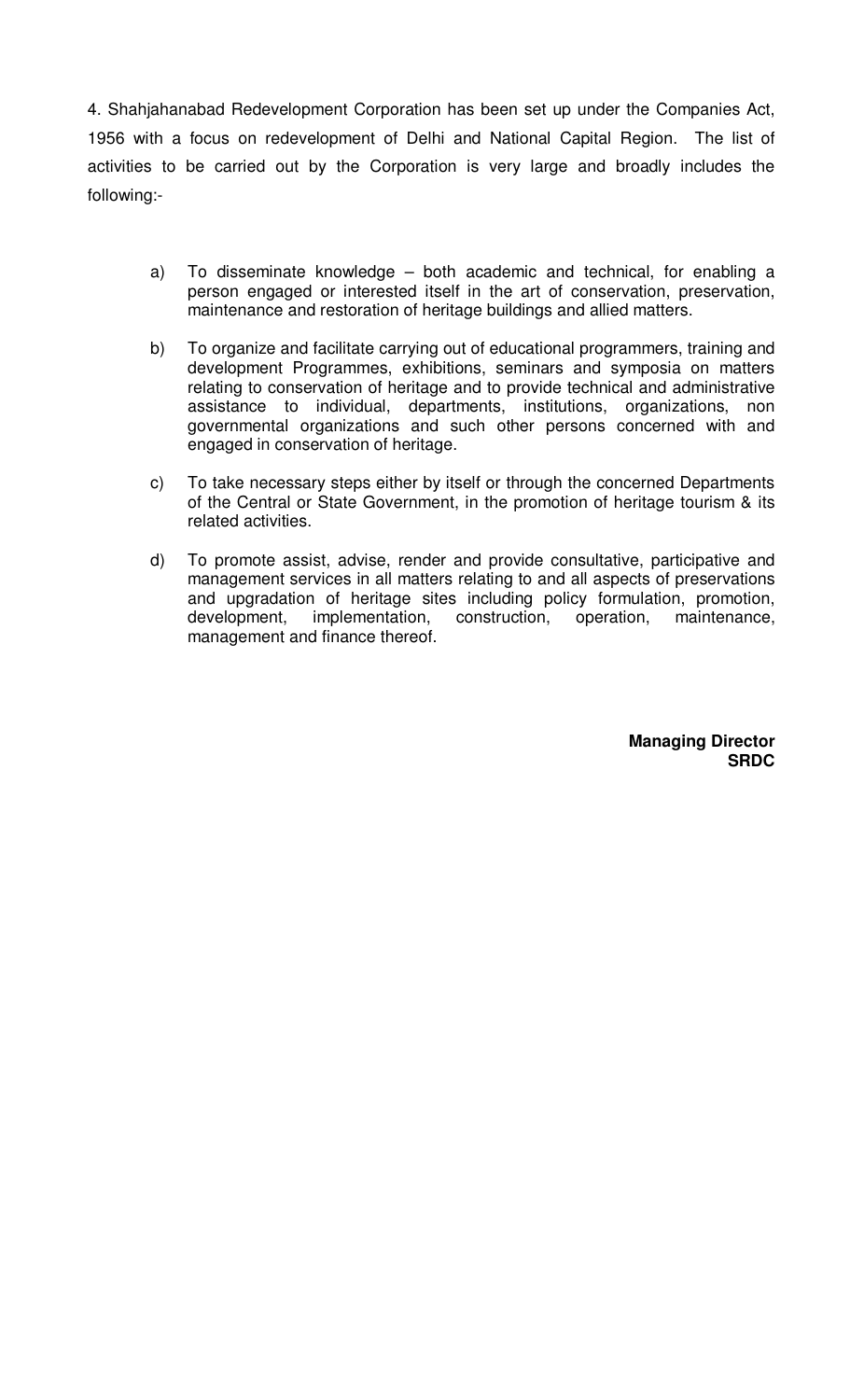4. Shahjahanabad Redevelopment Corporation has been set up under the Companies Act, 1956 with a focus on redevelopment of Delhi and National Capital Region. The list of activities to be carried out by the Corporation is very large and broadly includes the following:-

a) To disseminate knowledge – both academic and technical, for enabling a person engaged or interested itself in the art of conservation, preservation, maintenance and restoration of heritage buildings and allied matters.

b) To organize and facilitate carrying out of educational programmers, training and development Programmes, exhibitions, seminars and symposia on matters relating to conservation of heritage and to provide technical and administrative assistance to individual, departments, institutions, organizations, non governmental organizations and such other persons concerned with and engaged in conservation of heritage.

c) To take necessary steps either by itself or through the concerned Departments of the Central or State Government, in the promotion of heritage tourism & its related activities.

d) To promote assist, advise, render and provide consultative, participative and management services in all matters relating to and all aspects of preservations and upgradation of heritage sites including policy formulation, promotion, development, implementation, construction, operation, maintenance, management and finance thereof.

**Managing Director**
**SRDC**